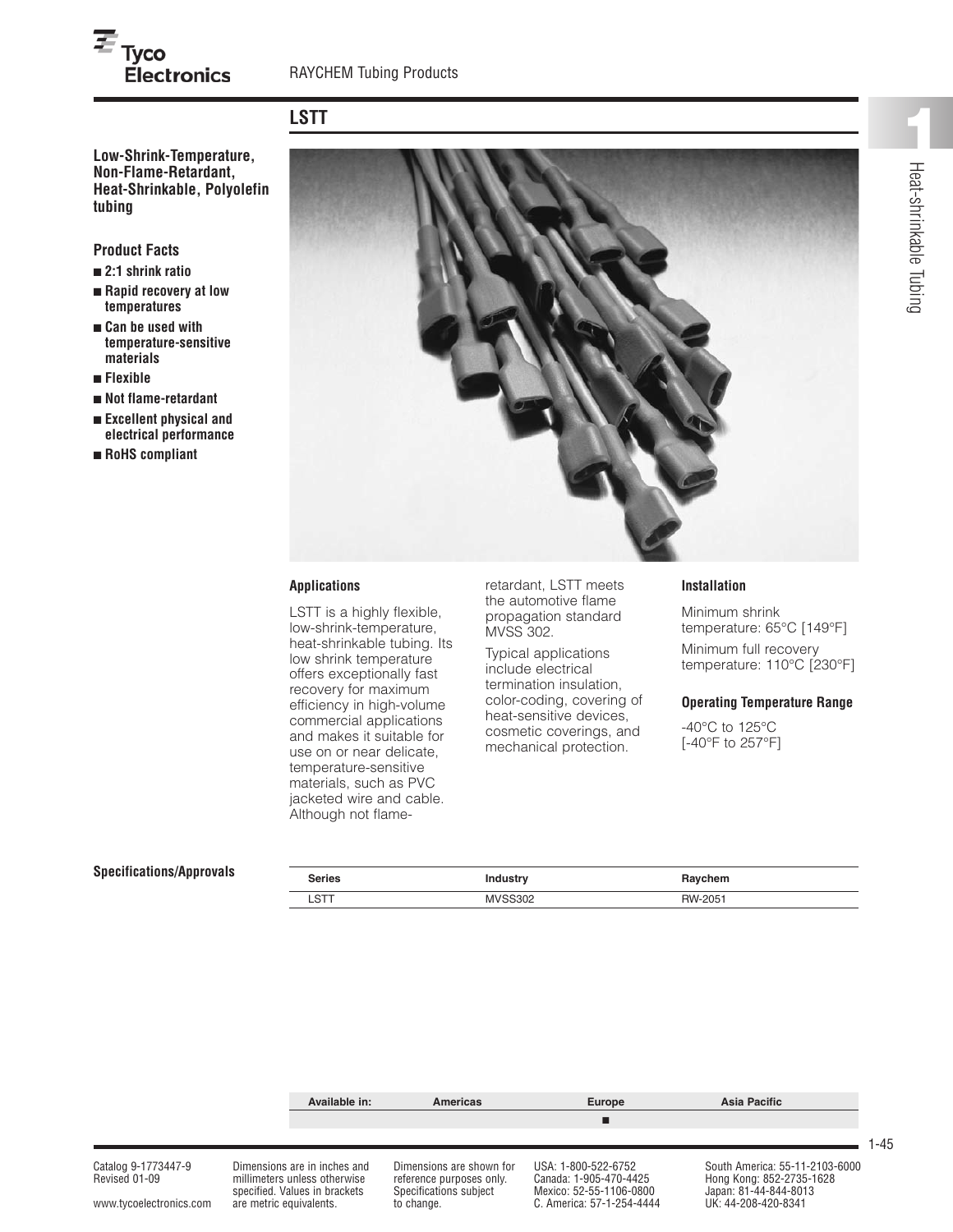# LSTT

**Low-Shrink-Temperature, Non-Flame-Retardant, Heat-Shrinkable, Polyolefin tubing**

## Product Facts

- **2:1 shrink ratio**
- **Rapid recovery at low temperatures**
- **Can be used with temperature-sensitive materials**
- **Flexible**
- **Not flame-retardant**
- **Excellent physical and electrical performance**
- **RoHS compliant**

### Applications

LSTT is a highly flexible, low-shrink-temperature, heat-shrinkable tubing. Its low shrink temperature offers exceptionally fast recovery for maximum efficiency in high-volume commercial applications and makes it suitable for use on or near delicate, temperature-sensitive materials, such as PVC jacketed wire and cable. Although not flame-retardant, LSTT meets the automotive flame propagation standard MVSS 302.

Typical applications include electrical termination insulation, color-coding, covering of heat-sensitive devices, cosmetic coverings, and mechanical protection.

### Installation

Minimum shrink temperature: 65°C [149°F]

Minimum full recovery temperature: 110°C [230°F]

### Operating Temperature Range

-40°C to 125°C [-40°F to 257°F]

### Specifications/Approvals

| Series | Industry | Raychem |
|---|---|---|
| LSTT | MVSS302 | RW-2051 |

| Available in: | Americas | Europe | Asia Pacific |
|---|---|---|---|
| | | ■ | |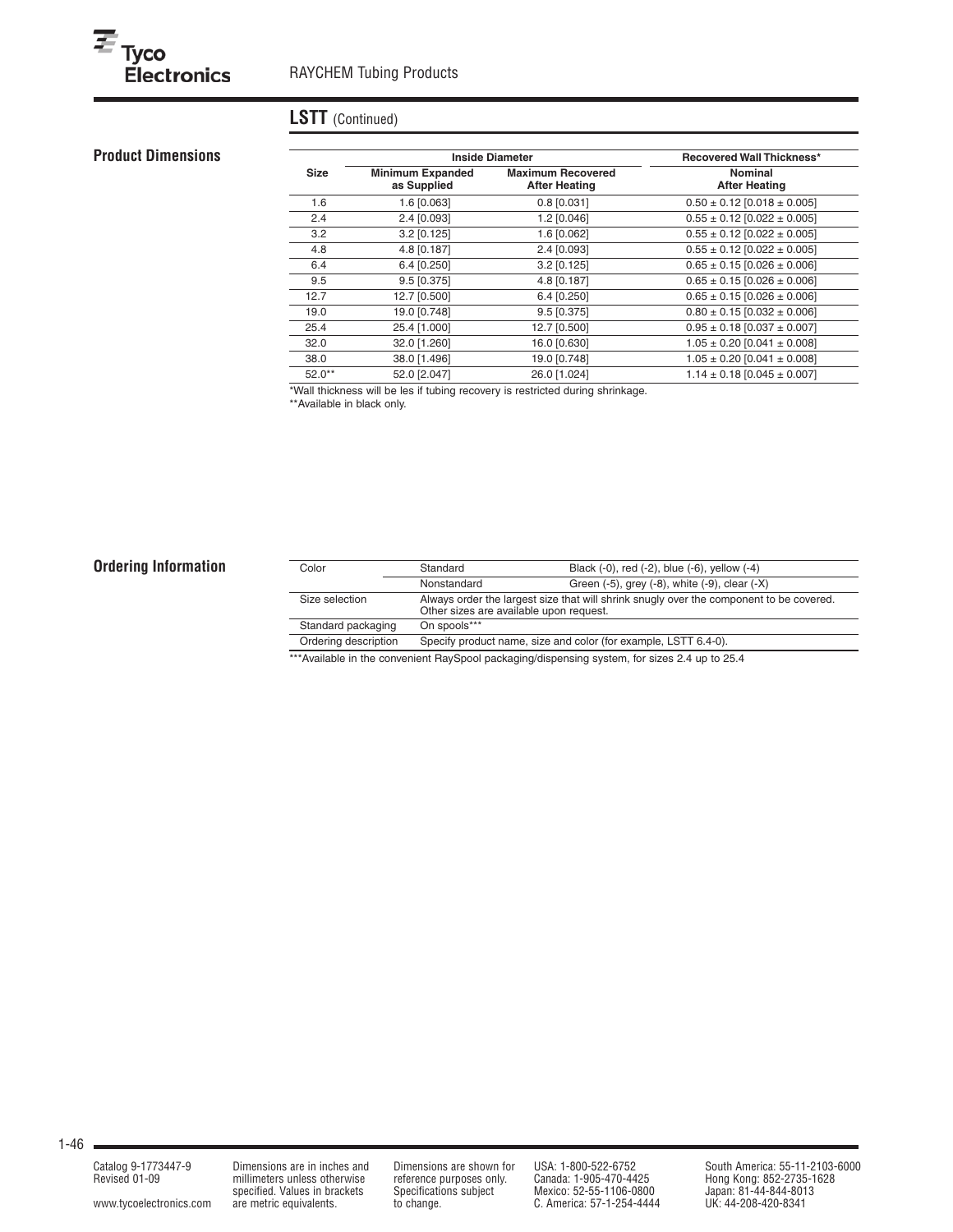## LSTT (Continued)

### Product Dimensions

| | Inside Diameter | | Recovered Wall Thickness* |
|---|---|---|---|
| Size | Minimum Expanded as Supplied | Maximum Recovered After Heating | Nominal After Heating |
| 1.6 | 1.6 [0.063] | 0.8 [0.031] | 0.50 ± 0.12 [0.018 ± 0.005] |
| 2.4 | 2.4 [0.093] | 1.2 [0.046] | 0.55 ± 0.12 [0.022 ± 0.005] |
| 3.2 | 3.2 [0.125] | 1.6 [0.062] | 0.55 ± 0.12 [0.022 ± 0.005] |
| 4.8 | 4.8 [0.187] | 2.4 [0.093] | 0.55 ± 0.12 [0.022 ± 0.005] |
| 6.4 | 6.4 [0.250] | 3.2 [0.125] | 0.65 ± 0.15 [0.026 ± 0.006] |
| 9.5 | 9.5 [0.375] | 4.8 [0.187] | 0.65 ± 0.15 [0.026 ± 0.006] |
| 12.7 | 12.7 [0.500] | 6.4 [0.250] | 0.65 ± 0.15 [0.026 ± 0.006] |
| 19.0 | 19.0 [0.748] | 9.5 [0.375] | 0.80 ± 0.15 [0.032 ± 0.006] |
| 25.4 | 25.4 [1.000] | 12.7 [0.500] | 0.95 ± 0.18 [0.037 ± 0.007] |
| 32.0 | 32.0 [1.260] | 16.0 [0.630] | 1.05 ± 0.20 [0.041 ± 0.008] |
| 38.0 | 38.0 [1.496] | 19.0 [0.748] | 1.05 ± 0.20 [0.041 ± 0.008] |
| 52.0** | 52.0 [2.047] | 26.0 [1.024] | 1.14 ± 0.18 [0.045 ± 0.007] |

*Wall thickness will be les if tubing recovery is restricted during shrinkage.
**Available in black only.

### Ordering Information

| | | |
|---|---|---|
| Color | Standard | Black (-0), red (-2), blue (-6), yellow (-4) |
| | Nonstandard | Green (-5), grey (-8), white (-9), clear (-X) |
| Size selection | Always order the largest size that will shrink snugly over the component to be covered. Other sizes are available upon request. | |
| Standard packaging | On spools*** | |
| Ordering description | Specify product name, size and color (for example, LSTT 6.4-0). | |

***Available in the convenient RaySpool packaging/dispensing system, for sizes 2.4 up to 25.4

Catalog 9-1773447-9
Revised 01-09

www.tycoelectronics.com

Dimensions are in inches and millimeters unless otherwise specified. Values in brackets are metric equivalents.

Dimensions are shown for reference purposes only. Specifications subject to change.

USA: 1-800-522-6752
Canada: 1-905-470-4425
Mexico: 52-55-1106-0800
C. America: 57-1-254-4444

South America: 55-11-2103-6000
Hong Kong: 852-2735-1628
Japan: 81-44-844-8013
UK: 44-208-420-8341